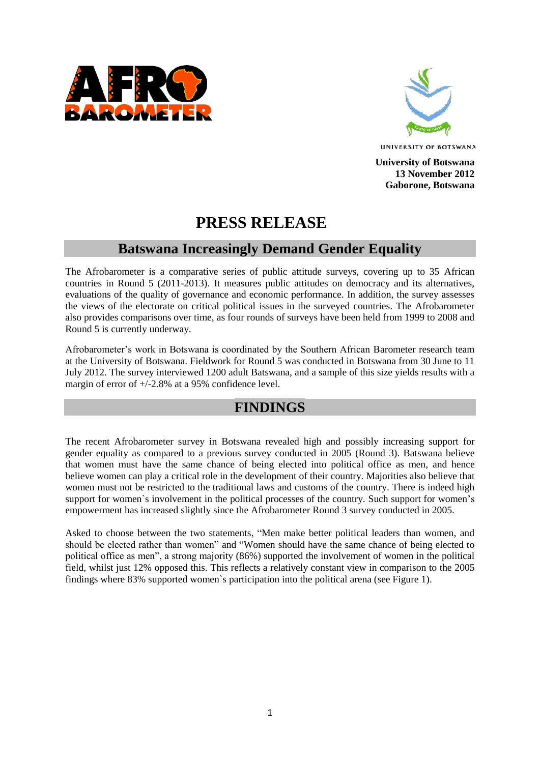UNIVERSITY OF BOTSWANA

**University of Botswana**
**13 November 2012**
**Gaborone, Botswana**

# PRESS RELEASE

## Batswana Increasingly Demand Gender Equality

The Afrobarometer is a comparative series of public attitude surveys, covering up to 35 African countries in Round 5 (2011-2013). It measures public attitudes on democracy and its alternatives, evaluations of the quality of governance and economic performance. In addition, the survey assesses the views of the electorate on critical political issues in the surveyed countries. The Afrobarometer also provides comparisons over time, as four rounds of surveys have been held from 1999 to 2008 and Round 5 is currently underway.

Afrobarometer's work in Botswana is coordinated by the Southern African Barometer research team at the University of Botswana. Fieldwork for Round 5 was conducted in Botswana from 30 June to 11 July 2012. The survey interviewed 1200 adult Batswana, and a sample of this size yields results with a margin of error of +/-2.8% at a 95% confidence level.

## FINDINGS

The recent Afrobarometer survey in Botswana revealed high and possibly increasing support for gender equality as compared to a previous survey conducted in 2005 (Round 3). Batswana believe that women must have the same chance of being elected into political office as men, and hence believe women can play a critical role in the development of their country. Majorities also believe that women must not be restricted to the traditional laws and customs of the country. There is indeed high support for women`s involvement in the political processes of the country. Such support for women's empowerment has increased slightly since the Afrobarometer Round 3 survey conducted in 2005.

Asked to choose between the two statements, "Men make better political leaders than women, and should be elected rather than women" and "Women should have the same chance of being elected to political office as men", a strong majority (86%) supported the involvement of women in the political field, whilst just 12% opposed this. This reflects a relatively constant view in comparison to the 2005 findings where 83% supported women`s participation into the political arena (see Figure 1).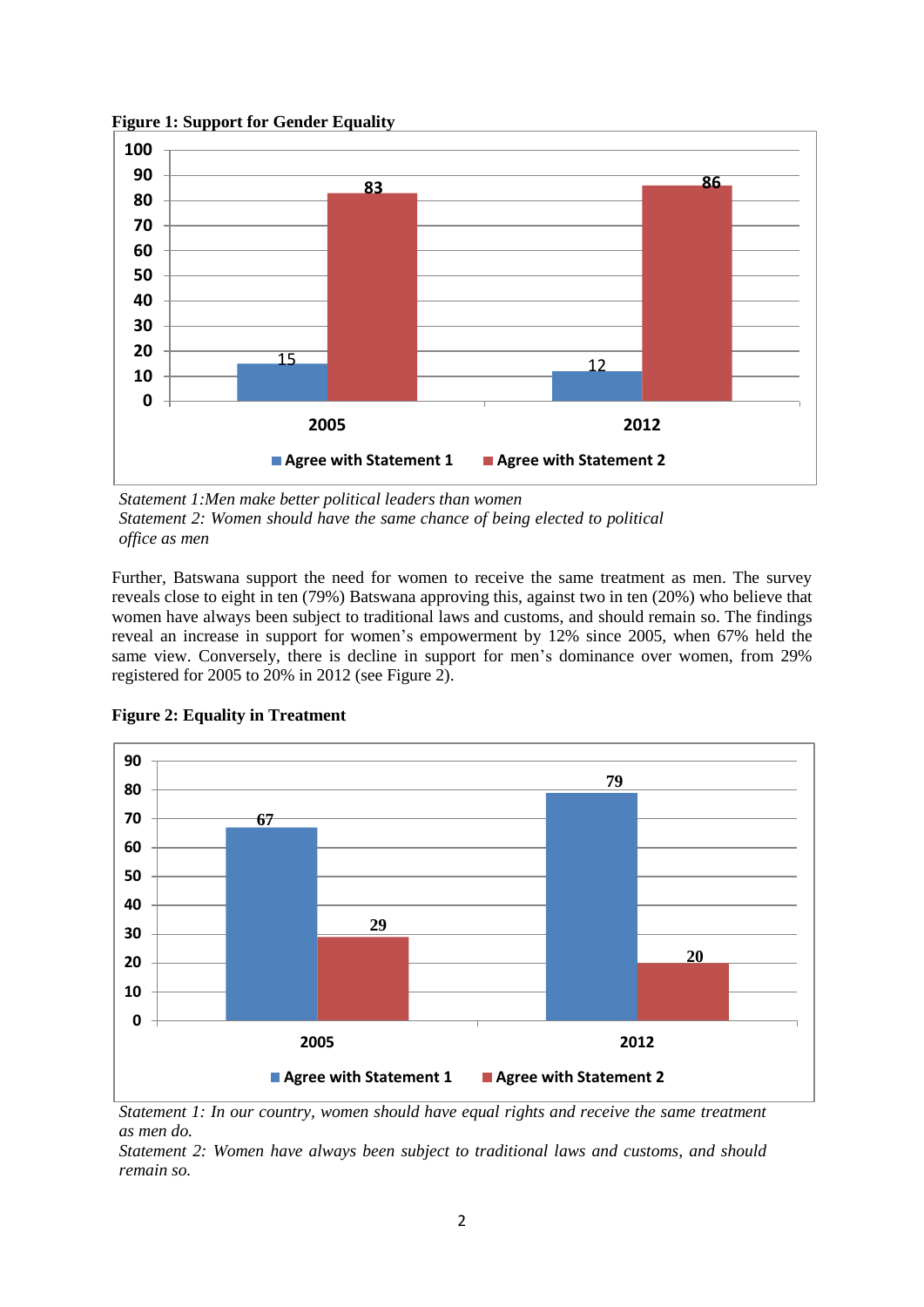**Figure 1: Support for Gender Equality**

| | Agree with Statement 1 | Agree with Statement 2 |
|---|---|---|
| 2005 | 15 | 83 |
| 2012 | 12 | 86 |

*Statement 1:Men make better political leaders than women*
*Statement 2: Women should have the same chance of being elected to political office as men*

Further, Batswana support the need for women to receive the same treatment as men. The survey reveals close to eight in ten (79%) Batswana approving this, against two in ten (20%) who believe that women have always been subject to traditional laws and customs, and should remain so. The findings reveal an increase in support for women's empowerment by 12% since 2005, when 67% held the same view. Conversely, there is decline in support for men's dominance over women, from 29% registered for 2005 to 20% in 2012 (see Figure 2).

**Figure 2: Equality in Treatment**

| | Agree with Statement 1 | Agree with Statement 2 |
|---|---|---|
| 2005 | 67 | 29 |
| 2012 | 79 | 20 |

*Statement 1: In our country, women should have equal rights and receive the same treatment as men do.*
*Statement 2: Women have always been subject to traditional laws and customs, and should remain so.*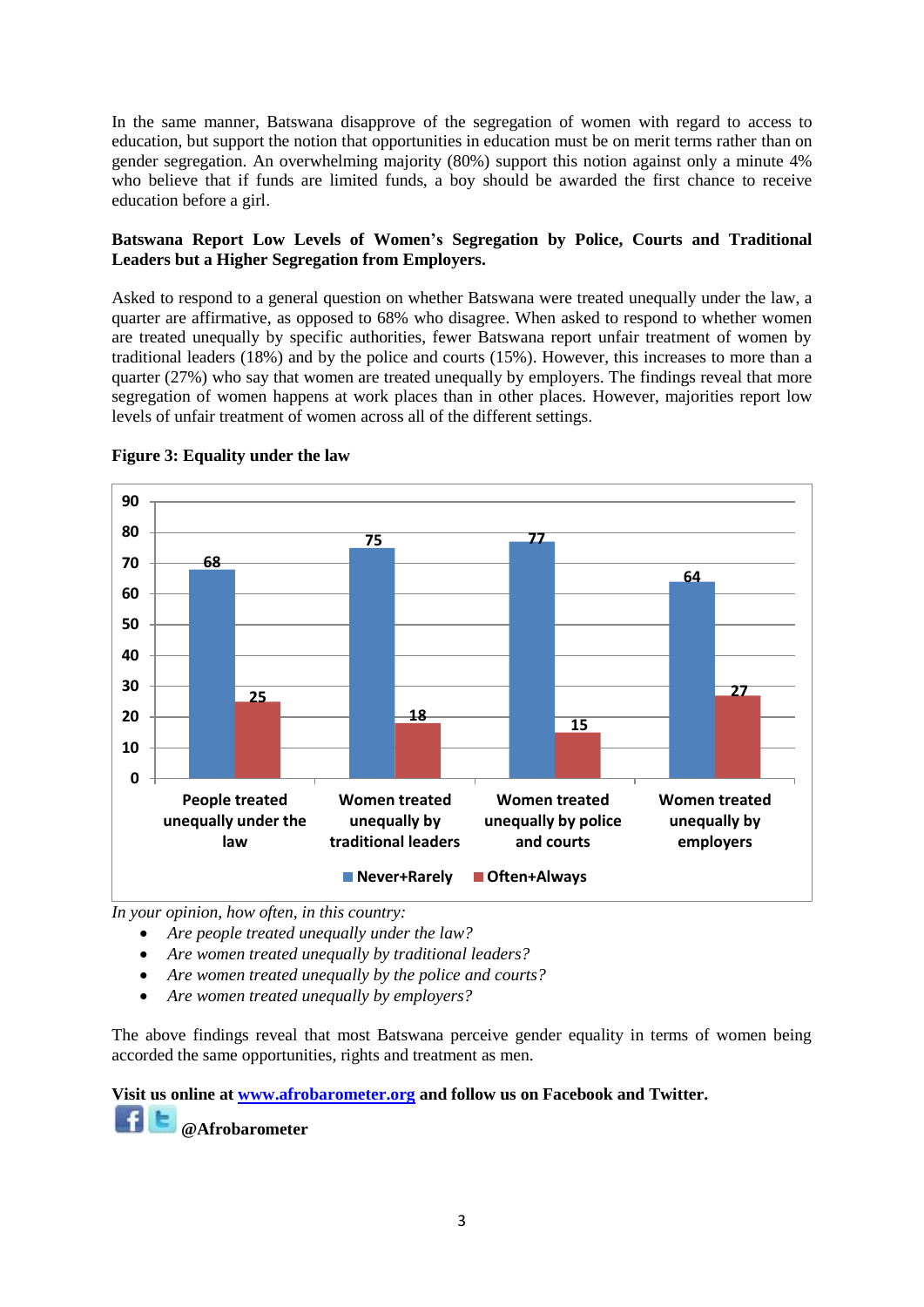In the same manner, Batswana disapprove of the segregation of women with regard to access to education, but support the notion that opportunities in education must be on merit terms rather than on gender segregation. An overwhelming majority (80%) support this notion against only a minute 4% who believe that if funds are limited funds, a boy should be awarded the first chance to receive education before a girl.

**Batswana Report Low Levels of Women's Segregation by Police, Courts and Traditional Leaders but a Higher Segregation from Employers.**

Asked to respond to a general question on whether Batswana were treated unequally under the law, a quarter are affirmative, as opposed to 68% who disagree. When asked to respond to whether women are treated unequally by specific authorities, fewer Batswana report unfair treatment of women by traditional leaders (18%) and by the police and courts (15%). However, this increases to more than a quarter (27%) who say that women are treated unequally by employers. The findings reveal that more segregation of women happens at work places than in other places. However, majorities report low levels of unfair treatment of women across all of the different settings.

**Figure 3: Equality under the law**

| | Never+Rarely | Often+Always |
|---|---|---|
| People treated unequally under the law | 68 | 25 |
| Women treated unequally by traditional leaders | 75 | 18 |
| Women treated unequally by police and courts | 77 | 15 |
| Women treated unequally by employers | 64 | 27 |

*In your opinion, how often, in this country:*

- *Are people treated unequally under the law?*
- *Are women treated unequally by traditional leaders?*
- *Are women treated unequally by the police and courts?*
- *Are women treated unequally by employers?*

The above findings reveal that most Batswana perceive gender equality in terms of women being accorded the same opportunities, rights and treatment as men.

**Visit us online at [www.afrobarometer.org](http://www.afrobarometer.org) and follow us on Facebook and Twitter.**

**@Afrobarometer**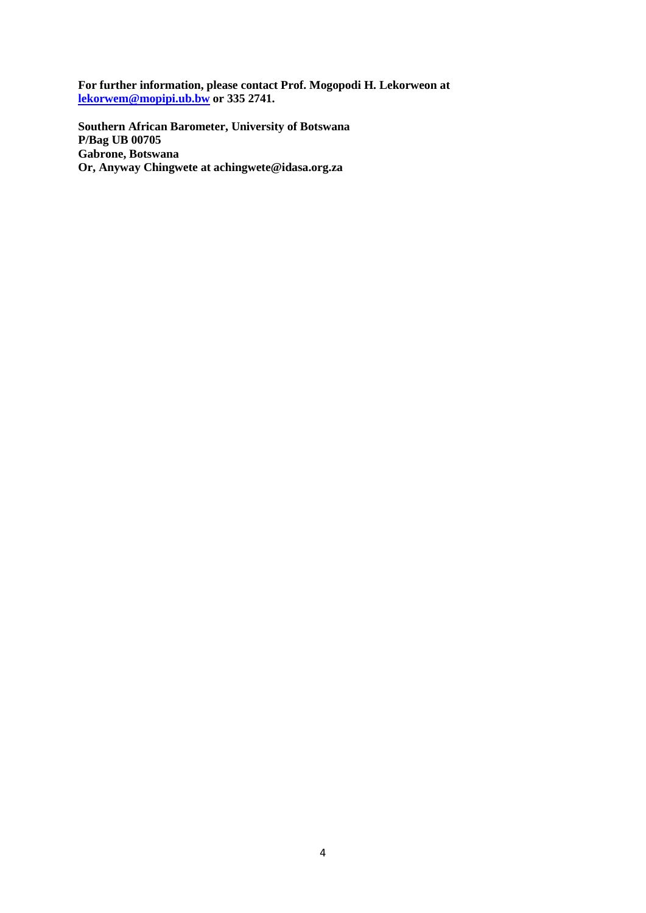**For further information, please contact Prof. Mogopodi H. Lekorweon at [lekorwem@mopipi.ub.bw](mailto:lekorwem@mopipi.ub.bw) or 335 2741.**

**Southern African Barometer, University of Botswana**
**P/Bag UB 00705**
**Gabrone, Botswana**
**Or, Anyway Chingwete at achingwete@idasa.org.za**